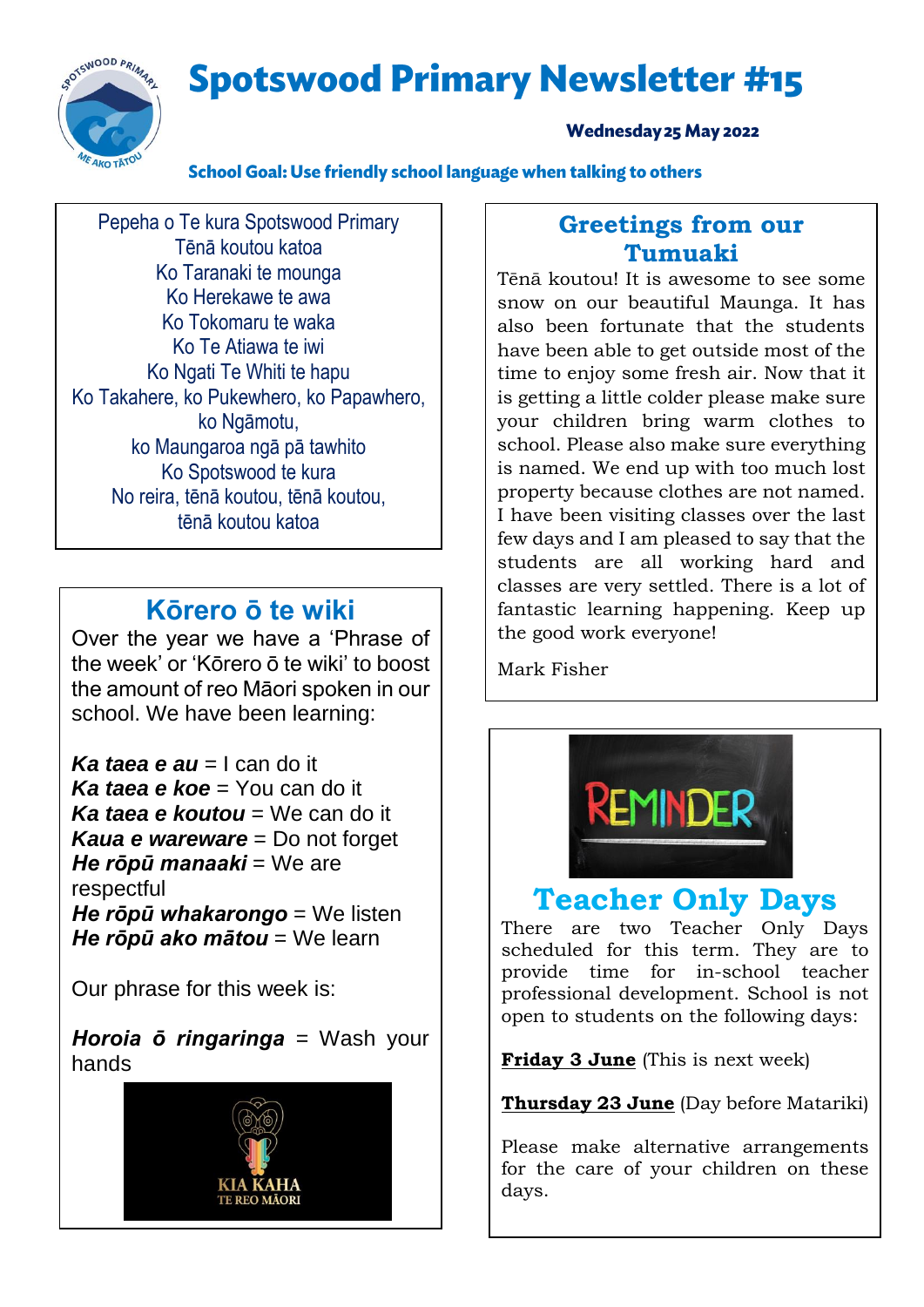# Spotswood Primary Newsletter #15

**Wednesday 25 May 2022**

**School Goal: Use friendly school language when talking to others**

Pepeha o Te kura Spotswood Primary
Tēnā koutou katoa
Ko Taranaki te mounga
Ko Herekawe te awa
Ko Tokomaru te waka
Ko Te Atiawa te iwi
Ko Ngati Te Whiti te hapu
Ko Takahere, ko Pukewhero, ko Papawhero, ko Ngāmotu,
ko Maungaroa ngā pā tawhito
Ko Spotswood te kura
No reira, tēnā koutou, tēnā koutou,
tēnā koutou katoa

## Kōrero ō te wiki

Over the year we have a 'Phrase of the week' or 'Kōrero ō te wiki' to boost the amount of reo Māori spoken in our school. We have been learning:

***Ka taea e au*** = I can do it
***Ka taea e koe*** = You can do it
***Ka taea e koutou*** = We can do it
***Kaua e wareware*** = Do not forget
***He rōpū manaaki*** = We are respectful
***He rōpū whakarongo*** = We listen
***He rōpū ako mātou*** = We learn

Our phrase for this week is:

***Horoia ō ringaringa*** = Wash your hands

KIA KAHA TE REO MĀORI

## Greetings from our Tumuaki

Tēnā koutou! It is awesome to see some snow on our beautiful Maunga. It has also been fortunate that the students have been able to get outside most of the time to enjoy some fresh air. Now that it is getting a little colder please make sure your children bring warm clothes to school. Please also make sure everything is named. We end up with too much lost property because clothes are not named. I have been visiting classes over the last few days and I am pleased to say that the students are all working hard and classes are very settled. There is a lot of fantastic learning happening. Keep up the good work everyone!

Mark Fisher

REMINDER

## Teacher Only Days

There are two Teacher Only Days scheduled for this term. They are to provide time for in-school teacher professional development. School is not open to students on the following days:

**Friday 3 June** (This is next week)

**Thursday 23 June** (Day before Matariki)

Please make alternative arrangements for the care of your children on these days.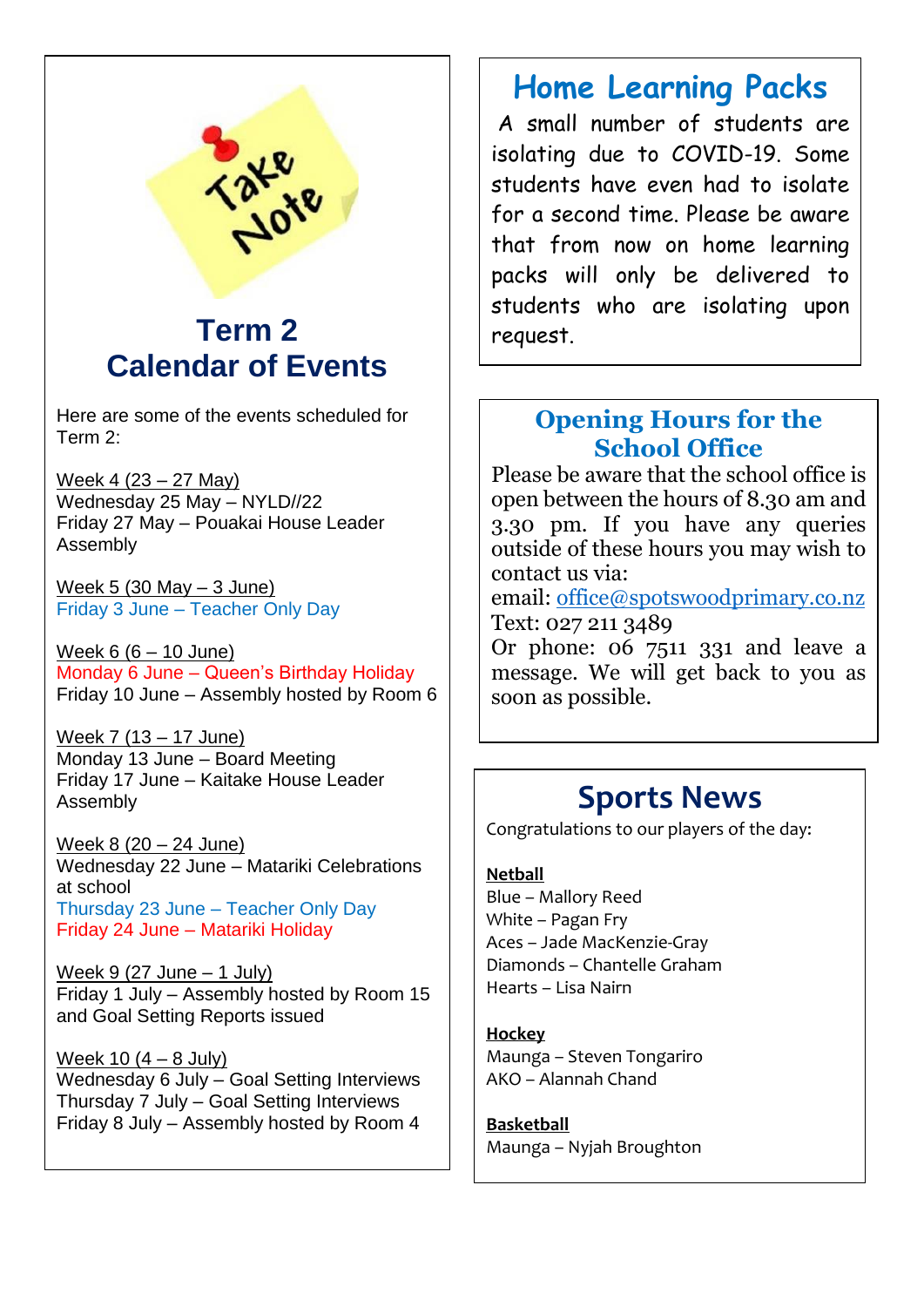## Term 2 Calendar of Events

Here are some of the events scheduled for Term 2:

Week 4 (23 – 27 May)
Wednesday 25 May – NYLD//22
Friday 27 May – Pouakai House Leader Assembly

Week 5 (30 May – 3 June)
Friday 3 June – Teacher Only Day

Week 6 (6 – 10 June)
Monday 6 June – Queen's Birthday Holiday
Friday 10 June – Assembly hosted by Room 6

Week 7 (13 – 17 June)
Monday 13 June – Board Meeting
Friday 17 June – Kaitake House Leader Assembly

Week 8 (20 – 24 June)
Wednesday 22 June – Matariki Celebrations at school
Thursday 23 June – Teacher Only Day
Friday 24 June – Matariki Holiday

Week 9 (27 June – 1 July)
Friday 1 July – Assembly hosted by Room 15 and Goal Setting Reports issued

Week 10 (4 – 8 July)
Wednesday 6 July – Goal Setting Interviews
Thursday 7 July – Goal Setting Interviews
Friday 8 July – Assembly hosted by Room 4

## Home Learning Packs

A small number of students are isolating due to COVID-19. Some students have even had to isolate for a second time. Please be aware that from now on home learning packs will only be delivered to students who are isolating upon request.

## Opening Hours for the School Office

Please be aware that the school office is open between the hours of 8.30 am and 3.30 pm. If you have any queries outside of these hours you may wish to contact us via:
email: office@spotswoodprimary.co.nz
Text: 027 211 3489
Or phone: 06 7511 331 and leave a message. We will get back to you as soon as possible.

## Sports News

Congratulations to our players of the day:

**Netball**
Blue – Mallory Reed
White – Pagan Fry
Aces – Jade MacKenzie-Gray
Diamonds – Chantelle Graham
Hearts – Lisa Nairn

**Hockey**
Maunga – Steven Tongariro
AKO – Alannah Chand

**Basketball**
Maunga – Nyjah Broughton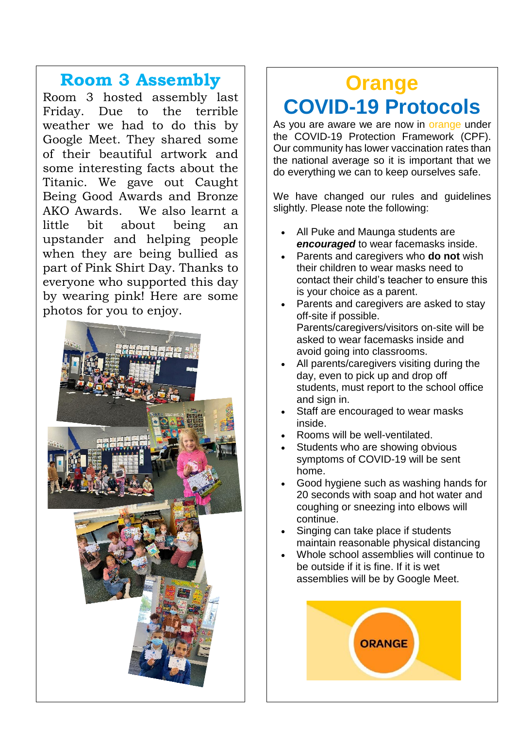## Room 3 Assembly

Room 3 hosted assembly last Friday. Due to the terrible weather we had to do this by Google Meet. They shared some of their beautiful artwork and some interesting facts about the Titanic. We gave out Caught Being Good Awards and Bronze AKO Awards. We also learnt a little bit about being an upstander and helping people when they are being bullied as part of Pink Shirt Day. Thanks to everyone who supported this day by wearing pink! Here are some photos for you to enjoy.

## Orange COVID-19 Protocols

As you are aware we are now in orange under the COVID-19 Protection Framework (CPF). Our community has lower vaccination rates than the national average so it is important that we do everything we can to keep ourselves safe.

We have changed our rules and guidelines slightly. Please note the following:

- All Puke and Maunga students are ***encouraged*** to wear facemasks inside.
- Parents and caregivers who **do not** wish their children to wear masks need to contact their child's teacher to ensure this is your choice as a parent.
- Parents and caregivers are asked to stay off-site if possible. Parents/caregivers/visitors on-site will be asked to wear facemasks inside and avoid going into classrooms.
- All parents/caregivers visiting during the day, even to pick up and drop off students, must report to the school office and sign in.
- Staff are encouraged to wear masks inside.
- Rooms will be well-ventilated.
- Students who are showing obvious symptoms of COVID-19 will be sent home.
- Good hygiene such as washing hands for 20 seconds with soap and hot water and coughing or sneezing into elbows will continue.
- Singing can take place if students maintain reasonable physical distancing
- Whole school assemblies will continue to be outside if it is fine. If it is wet assemblies will be by Google Meet.

ORANGE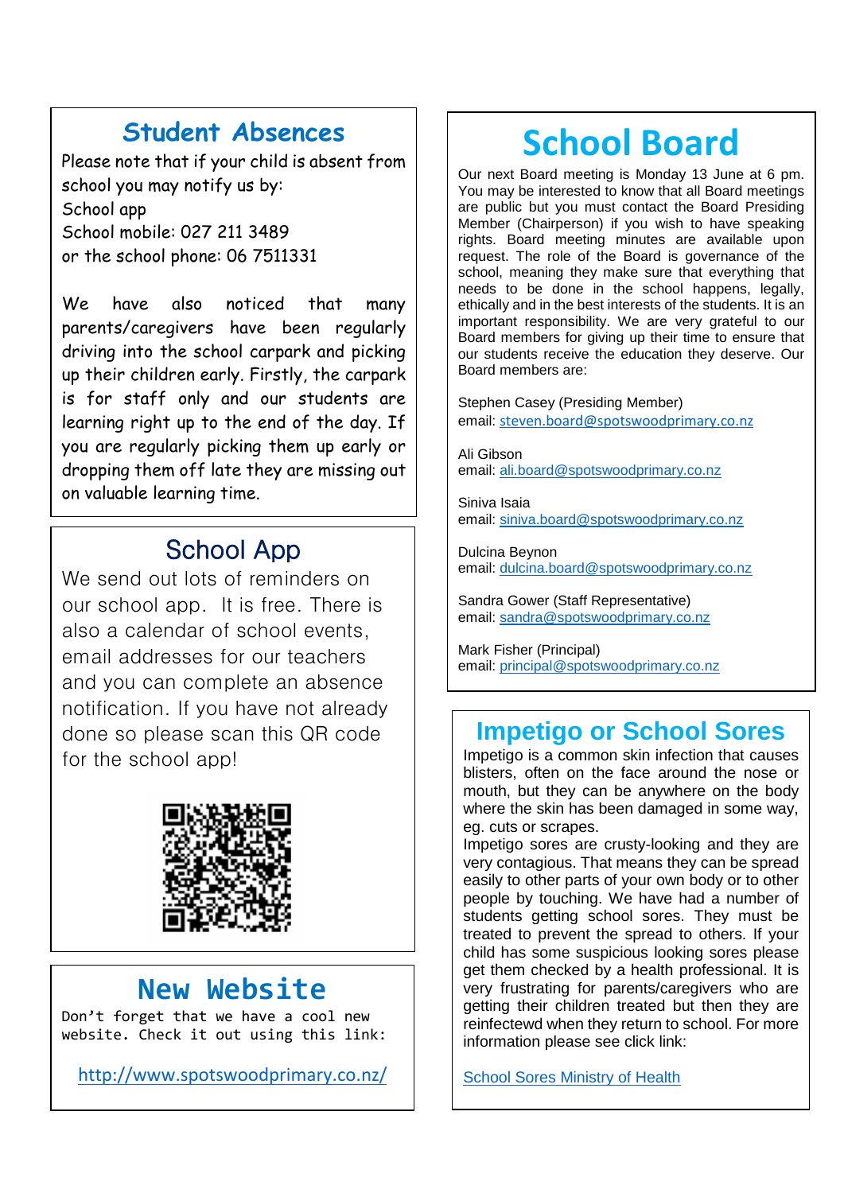## Student Absences

Please note that if your child is absent from school you may notify us by:

School app

School mobile: 027 211 3489

or the school phone: 06 7511331

We have also noticed that many parents/caregivers have been regularly driving into the school carpark and picking up their children early. Firstly, the carpark is for staff only and our students are learning right up to the end of the day. If you are regularly picking them up early or dropping them off late they are missing out on valuable learning time.

## School App

We send out lots of reminders on our school app. It is free. There is also a calendar of school events, email addresses for our teachers and you can complete an absence notification. If you have not already done so please scan this QR code for the school app!

## New Website

Don't forget that we have a cool new website. Check it out using this link:

http://www.spotswoodprimary.co.nz/

## School Board

Our next Board meeting is Monday 13 June at 6 pm. You may be interested to know that all Board meetings are public but you must contact the Board Presiding Member (Chairperson) if you wish to have speaking rights. Board meeting minutes are available upon request. The role of the Board is governance of the school, meaning they make sure that everything that needs to be done in the school happens, legally, ethically and in the best interests of the students. It is an important responsibility. We are very grateful to our Board members for giving up their time to ensure that our students receive the education they deserve. Our Board members are:

Stephen Casey (Presiding Member)
email: steven.board@spotswoodprimary.co.nz

Ali Gibson
email: ali.board@spotswoodprimary.co.nz

Siniva Isaia
email: siniva.board@spotswoodprimary.co.nz

Dulcina Beynon
email: dulcina.board@spotswoodprimary.co.nz

Sandra Gower (Staff Representative)
email: sandra@spotswoodprimary.co.nz

Mark Fisher (Principal)
email: principal@spotswoodprimary.co.nz

## Impetigo or School Sores

Impetigo is a common skin infection that causes blisters, often on the face around the nose or mouth, but they can be anywhere on the body where the skin has been damaged in some way, eg. cuts or scrapes.

Impetigo sores are crusty-looking and they are very contagious. That means they can be spread easily to other parts of your own body or to other people by touching. We have had a number of students getting school sores. They must be treated to prevent the spread to others. If your child has some suspicious looking sores please get them checked by a health professional. It is very frustrating for parents/caregivers who are getting their children treated but then they are reinfectewd when they return to school. For more information please see click link:

School Sores Ministry of Health